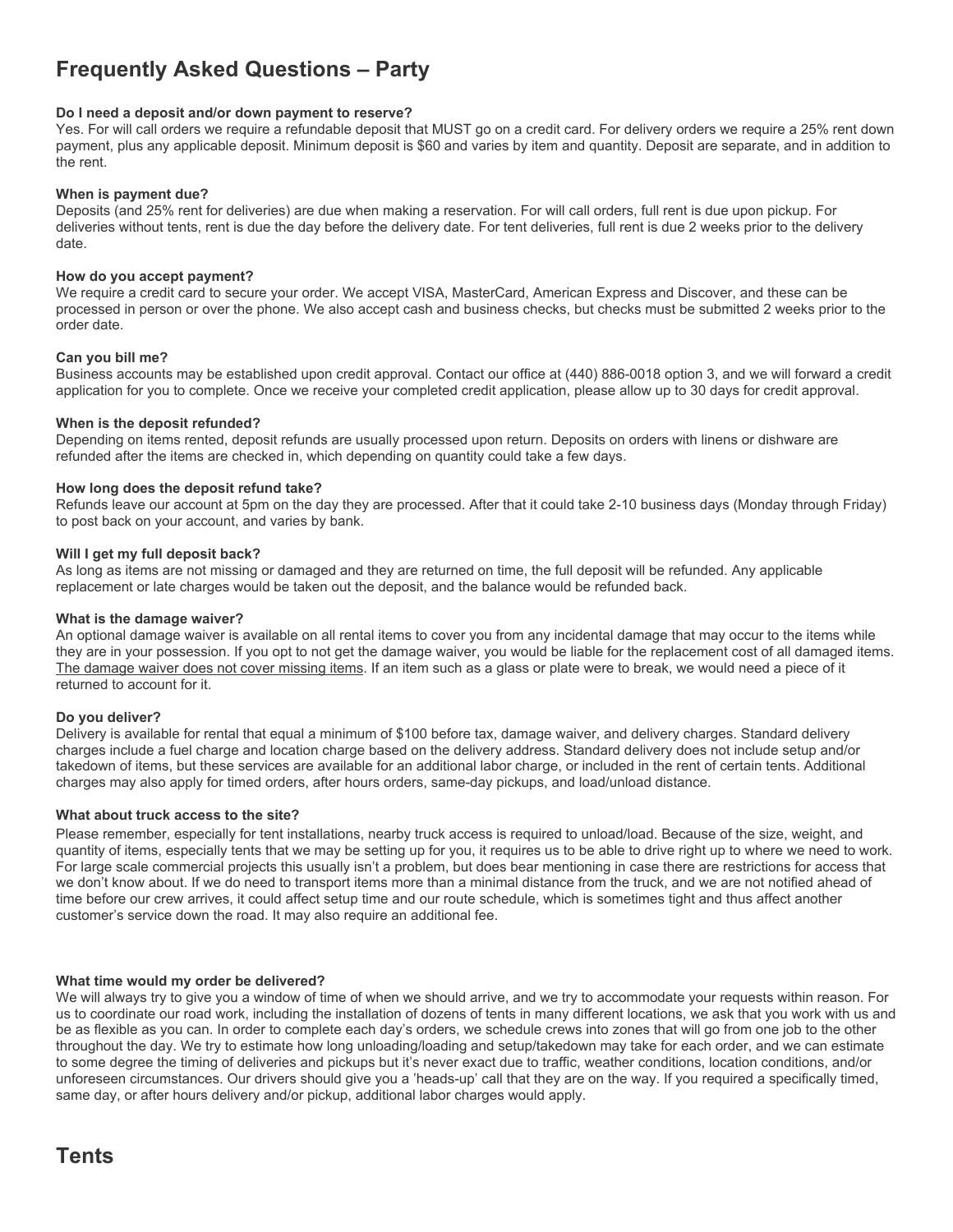# Frequently Asked Questions – Party

**Do I need a deposit and/or down payment to reserve?**
Yes. For will call orders we require a refundable deposit that MUST go on a credit card. For delivery orders we require a 25% rent down payment, plus any applicable deposit. Minimum deposit is $60 and varies by item and quantity. Deposit are separate, and in addition to the rent.

**When is payment due?**
Deposits (and 25% rent for deliveries) are due when making a reservation. For will call orders, full rent is due upon pickup. For deliveries without tents, rent is due the day before the delivery date. For tent deliveries, full rent is due 2 weeks prior to the delivery date.

**How do you accept payment?**
We require a credit card to secure your order. We accept VISA, MasterCard, American Express and Discover, and these can be processed in person or over the phone. We also accept cash and business checks, but checks must be submitted 2 weeks prior to the order date.

**Can you bill me?**
Business accounts may be established upon credit approval. Contact our office at (440) 886-0018 option 3, and we will forward a credit application for you to complete. Once we receive your completed credit application, please allow up to 30 days for credit approval.

**When is the deposit refunded?**
Depending on items rented, deposit refunds are usually processed upon return. Deposits on orders with linens or dishware are refunded after the items are checked in, which depending on quantity could take a few days.

**How long does the deposit refund take?**
Refunds leave our account at 5pm on the day they are processed. After that it could take 2-10 business days (Monday through Friday) to post back on your account, and varies by bank.

**Will I get my full deposit back?**
As long as items are not missing or damaged and they are returned on time, the full deposit will be refunded. Any applicable replacement or late charges would be taken out the deposit, and the balance would be refunded back.

**What is the damage waiver?**
An optional damage waiver is available on all rental items to cover you from any incidental damage that may occur to the items while they are in your possession. If you opt to not get the damage waiver, you would be liable for the replacement cost of all damaged items. <u>The damage waiver does not cover missing items</u>. If an item such as a glass or plate were to break, we would need a piece of it returned to account for it.

**Do you deliver?**
Delivery is available for rental that equal a minimum of $100 before tax, damage waiver, and delivery charges. Standard delivery charges include a fuel charge and location charge based on the delivery address. Standard delivery does not include setup and/or takedown of items, but these services are available for an additional labor charge, or included in the rent of certain tents. Additional charges may also apply for timed orders, after hours orders, same-day pickups, and load/unload distance.

**What about truck access to the site?**
Please remember, especially for tent installations, nearby truck access is required to unload/load. Because of the size, weight, and quantity of items, especially tents that we may be setting up for you, it requires us to be able to drive right up to where we need to work. For large scale commercial projects this usually isn't a problem, but does bear mentioning in case there are restrictions for access that we don't know about. If we do need to transport items more than a minimal distance from the truck, and we are not notified ahead of time before our crew arrives, it could affect setup time and our route schedule, which is sometimes tight and thus affect another customer's service down the road. It may also require an additional fee.

**What time would my order be delivered?**
We will always try to give you a window of time of when we should arrive, and we try to accommodate your requests within reason. For us to coordinate our road work, including the installation of dozens of tents in many different locations, we ask that you work with us and be as flexible as you can. In order to complete each day's orders, we schedule crews into zones that will go from one job to the other throughout the day. We try to estimate how long unloading/loading and setup/takedown may take for each order, and we can estimate to some degree the timing of deliveries and pickups but it's never exact due to traffic, weather conditions, location conditions, and/or unforeseen circumstances. Our drivers should give you a 'heads-up' call that they are on the way. If you required a specifically timed, same day, or after hours delivery and/or pickup, additional labor charges would apply.

# Tents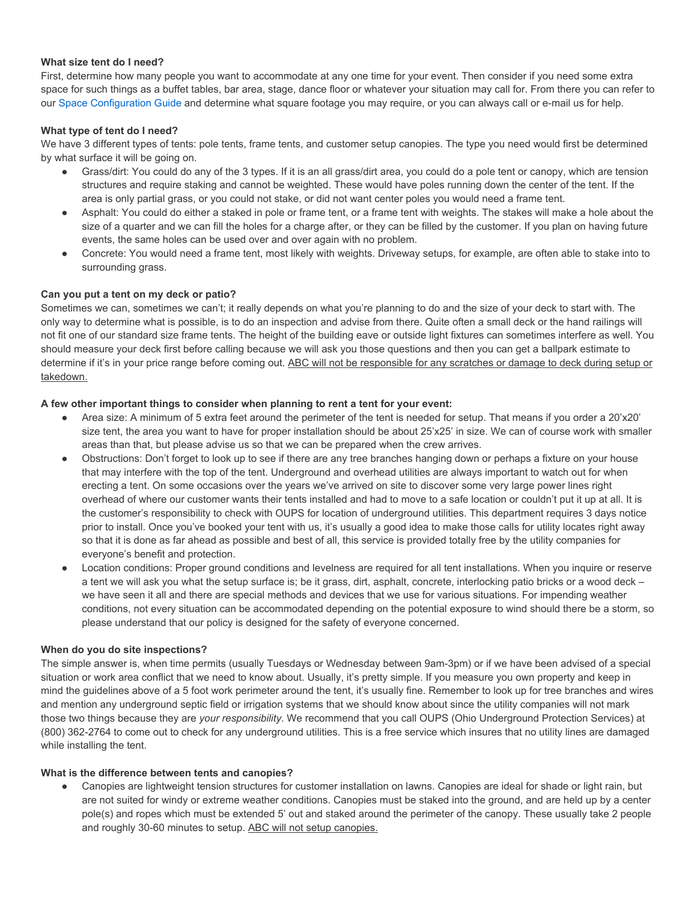**What size tent do I need?**

First, determine how many people you want to accommodate at any one time for your event. Then consider if you need some extra space for such things as a buffet tables, bar area, stage, dance floor or whatever your situation may call for. From there you can refer to our Space Configuration Guide and determine what square footage you may require, or you can always call or e-mail us for help.

**What type of tent do I need?**

We have 3 different types of tents: pole tents, frame tents, and customer setup canopies. The type you need would first be determined by what surface it will be going on.

- Grass/dirt: You could do any of the 3 types. If it is an all grass/dirt area, you could do a pole tent or canopy, which are tension structures and require staking and cannot be weighted. These would have poles running down the center of the tent. If the area is only partial grass, or you could not stake, or did not want center poles you would need a frame tent.
- Asphalt: You could do either a staked in pole or frame tent, or a frame tent with weights. The stakes will make a hole about the size of a quarter and we can fill the holes for a charge after, or they can be filled by the customer. If you plan on having future events, the same holes can be used over and over again with no problem.
- Concrete: You would need a frame tent, most likely with weights. Driveway setups, for example, are often able to stake into to surrounding grass.

**Can you put a tent on my deck or patio?**

Sometimes we can, sometimes we can't; it really depends on what you're planning to do and the size of your deck to start with. The only way to determine what is possible, is to do an inspection and advise from there. Quite often a small deck or the hand railings will not fit one of our standard size frame tents. The height of the building eave or outside light fixtures can sometimes interfere as well. You should measure your deck first before calling because we will ask you those questions and then you can get a ballpark estimate to determine if it's in your price range before coming out. <u>ABC will not be responsible for any scratches or damage to deck during setup or takedown.</u>

**A few other important things to consider when planning to rent a tent for your event:**

- Area size: A minimum of 5 extra feet around the perimeter of the tent is needed for setup. That means if you order a 20'x20' size tent, the area you want to have for proper installation should be about 25'x25' in size. We can of course work with smaller areas than that, but please advise us so that we can be prepared when the crew arrives.
- Obstructions: Don't forget to look up to see if there are any tree branches hanging down or perhaps a fixture on your house that may interfere with the top of the tent. Underground and overhead utilities are always important to watch out for when erecting a tent. On some occasions over the years we've arrived on site to discover some very large power lines right overhead of where our customer wants their tents installed and had to move to a safe location or couldn't put it up at all. It is the customer's responsibility to check with OUPS for location of underground utilities. This department requires 3 days notice prior to install. Once you've booked your tent with us, it's usually a good idea to make those calls for utility locates right away so that it is done as far ahead as possible and best of all, this service is provided totally free by the utility companies for everyone's benefit and protection.
- Location conditions: Proper ground conditions and levelness are required for all tent installations. When you inquire or reserve a tent we will ask you what the setup surface is; be it grass, dirt, asphalt, concrete, interlocking patio bricks or a wood deck – we have seen it all and there are special methods and devices that we use for various situations. For impending weather conditions, not every situation can be accommodated depending on the potential exposure to wind should there be a storm, so please understand that our policy is designed for the safety of everyone concerned.

**When do you do site inspections?**

The simple answer is, when time permits (usually Tuesdays or Wednesday between 9am-3pm) or if we have been advised of a special situation or work area conflict that we need to know about. Usually, it's pretty simple. If you measure you own property and keep in mind the guidelines above of a 5 foot work perimeter around the tent, it's usually fine. Remember to look up for tree branches and wires and mention any underground septic field or irrigation systems that we should know about since the utility companies will not mark those two things because they are *your responsibility*. We recommend that you call OUPS (Ohio Underground Protection Services) at (800) 362-2764 to come out to check for any underground utilities. This is a free service which insures that no utility lines are damaged while installing the tent.

**What is the difference between tents and canopies?**

- Canopies are lightweight tension structures for customer installation on lawns. Canopies are ideal for shade or light rain, but are not suited for windy or extreme weather conditions. Canopies must be staked into the ground, and are held up by a center pole(s) and ropes which must be extended 5' out and staked around the perimeter of the canopy. These usually take 2 people and roughly 30-60 minutes to setup. <u>ABC will not setup canopies.</u>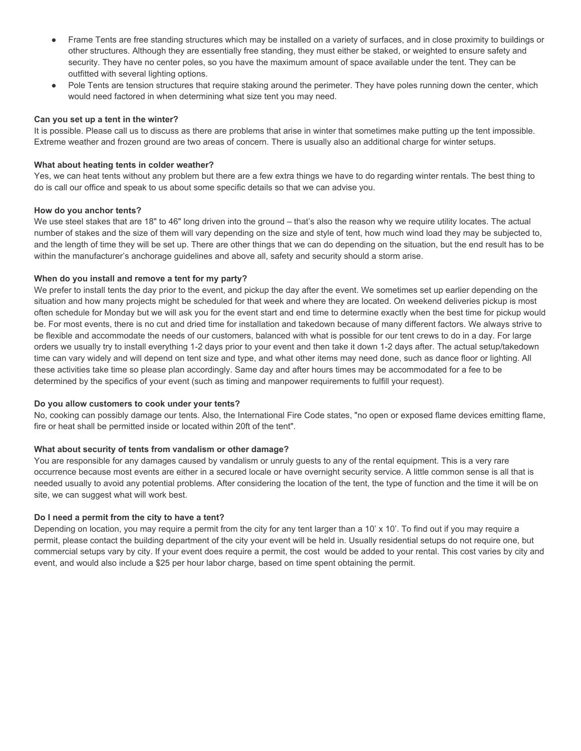- Frame Tents are free standing structures which may be installed on a variety of surfaces, and in close proximity to buildings or other structures. Although they are essentially free standing, they must either be staked, or weighted to ensure safety and security. They have no center poles, so you have the maximum amount of space available under the tent. They can be outfitted with several lighting options.
- Pole Tents are tension structures that require staking around the perimeter. They have poles running down the center, which would need factored in when determining what size tent you may need.

**Can you set up a tent in the winter?**
It is possible. Please call us to discuss as there are problems that arise in winter that sometimes make putting up the tent impossible. Extreme weather and frozen ground are two areas of concern. There is usually also an additional charge for winter setups.

**What about heating tents in colder weather?**
Yes, we can heat tents without any problem but there are a few extra things we have to do regarding winter rentals. The best thing to do is call our office and speak to us about some specific details so that we can advise you.

**How do you anchor tents?**
We use steel stakes that are 18" to 46" long driven into the ground – that's also the reason why we require utility locates. The actual number of stakes and the size of them will vary depending on the size and style of tent, how much wind load they may be subjected to, and the length of time they will be set up. There are other things that we can do depending on the situation, but the end result has to be within the manufacturer's anchorage guidelines and above all, safety and security should a storm arise.

**When do you install and remove a tent for my party?**
We prefer to install tents the day prior to the event, and pickup the day after the event. We sometimes set up earlier depending on the situation and how many projects might be scheduled for that week and where they are located. On weekend deliveries pickup is most often schedule for Monday but we will ask you for the event start and end time to determine exactly when the best time for pickup would be. For most events, there is no cut and dried time for installation and takedown because of many different factors. We always strive to be flexible and accommodate the needs of our customers, balanced with what is possible for our tent crews to do in a day. For large orders we usually try to install everything 1-2 days prior to your event and then take it down 1-2 days after. The actual setup/takedown time can vary widely and will depend on tent size and type, and what other items may need done, such as dance floor or lighting. All these activities take time so please plan accordingly. Same day and after hours times may be accommodated for a fee to be determined by the specifics of your event (such as timing and manpower requirements to fulfill your request).

**Do you allow customers to cook under your tents?**
No, cooking can possibly damage our tents. Also, the International Fire Code states, "no open or exposed flame devices emitting flame, fire or heat shall be permitted inside or located within 20ft of the tent".

**What about security of tents from vandalism or other damage?**
You are responsible for any damages caused by vandalism or unruly guests to any of the rental equipment. This is a very rare occurrence because most events are either in a secured locale or have overnight security service. A little common sense is all that is needed usually to avoid any potential problems. After considering the location of the tent, the type of function and the time it will be on site, we can suggest what will work best.

**Do I need a permit from the city to have a tent?**
Depending on location, you may require a permit from the city for any tent larger than a 10' x 10'. To find out if you may require a permit, please contact the building department of the city your event will be held in. Usually residential setups do not require one, but commercial setups vary by city. If your event does require a permit, the cost would be added to your rental. This cost varies by city and event, and would also include a $25 per hour labor charge, based on time spent obtaining the permit.